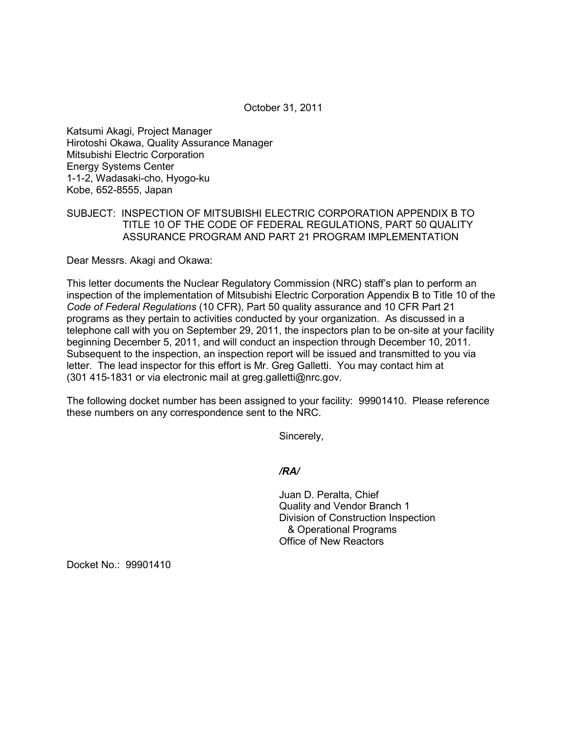October 31, 2011

Katsumi Akagi, Project Manager
Hirotoshi Okawa, Quality Assurance Manager
Mitsubishi Electric Corporation
Energy Systems Center
1-1-2, Wadasaki-cho, Hyogo-ku
Kobe, 652-8555, Japan

SUBJECT: INSPECTION OF MITSUBISHI ELECTRIC CORPORATION APPENDIX B TO TITLE 10 OF THE CODE OF FEDERAL REGULATIONS, PART 50 QUALITY ASSURANCE PROGRAM AND PART 21 PROGRAM IMPLEMENTATION

Dear Messrs. Akagi and Okawa:

This letter documents the Nuclear Regulatory Commission (NRC) staff's plan to perform an inspection of the implementation of Mitsubishi Electric Corporation Appendix B to Title 10 of the *Code of Federal Regulations* (10 CFR), Part 50 quality assurance and 10 CFR Part 21 programs as they pertain to activities conducted by your organization. As discussed in a telephone call with you on September 29, 2011, the inspectors plan to be on-site at your facility beginning December 5, 2011, and will conduct an inspection through December 10, 2011. Subsequent to the inspection, an inspection report will be issued and transmitted to you via letter. The lead inspector for this effort is Mr. Greg Galletti. You may contact him at (301 415-1831 or via electronic mail at greg.galletti@nrc.gov.

The following docket number has been assigned to your facility: 99901410. Please reference these numbers on any correspondence sent to the NRC.

Sincerely,

*/RA/*

Juan D. Peralta, Chief
Quality and Vendor Branch 1
Division of Construction Inspection
& Operational Programs
Office of New Reactors

Docket No.: 99901410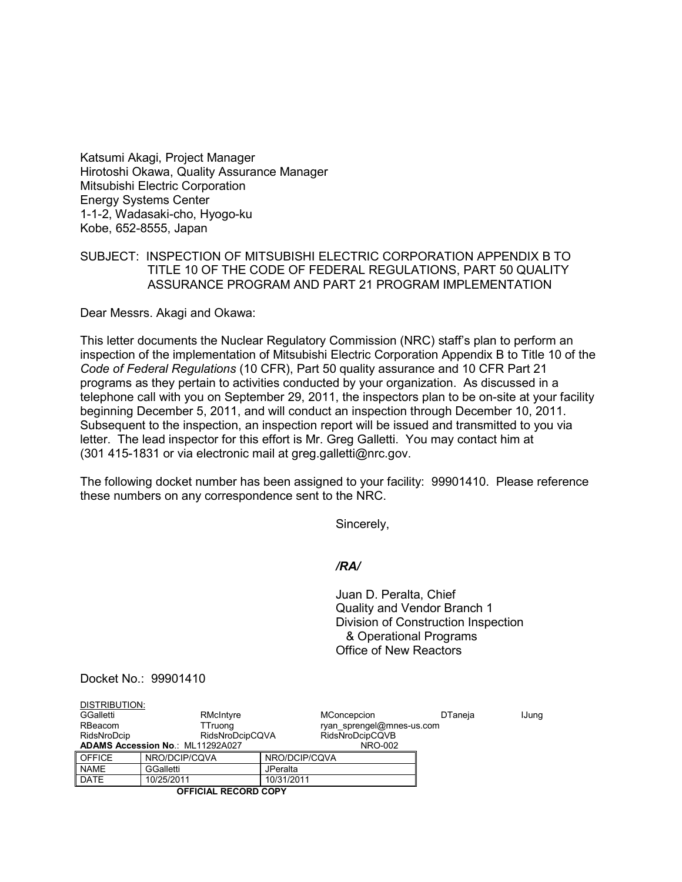Katsumi Akagi, Project Manager
Hirotoshi Okawa, Quality Assurance Manager
Mitsubishi Electric Corporation
Energy Systems Center
1-1-2, Wadasaki-cho, Hyogo-ku
Kobe, 652-8555, Japan

SUBJECT: INSPECTION OF MITSUBISHI ELECTRIC CORPORATION APPENDIX B TO TITLE 10 OF THE CODE OF FEDERAL REGULATIONS, PART 50 QUALITY ASSURANCE PROGRAM AND PART 21 PROGRAM IMPLEMENTATION

Dear Messrs. Akagi and Okawa:

This letter documents the Nuclear Regulatory Commission (NRC) staff's plan to perform an inspection of the implementation of Mitsubishi Electric Corporation Appendix B to Title 10 of the *Code of Federal Regulations* (10 CFR), Part 50 quality assurance and 10 CFR Part 21 programs as they pertain to activities conducted by your organization. As discussed in a telephone call with you on September 29, 2011, the inspectors plan to be on-site at your facility beginning December 5, 2011, and will conduct an inspection through December 10, 2011. Subsequent to the inspection, an inspection report will be issued and transmitted to you via letter. The lead inspector for this effort is Mr. Greg Galletti. You may contact him at (301 415-1831 or via electronic mail at greg.galletti@nrc.gov.

The following docket number has been assigned to your facility: 99901410. Please reference these numbers on any correspondence sent to the NRC.

Sincerely,

*/RA/*

Juan D. Peralta, Chief
Quality and Vendor Branch 1
Division of Construction Inspection
& Operational Programs
Office of New Reactors

Docket No.: 99901410

DISTRIBUTION:

| | | | | |
|---|---|---|---|---|
| GGalletti | RMcIntyre | MConcepcion | DTaneja | IJung |
| RBeacom | TTruong | ryan_sprengel@mnes-us.com | | |
| RidsNroDcip | RidsNroDcipCQVA | RidsNroDcipCQVB | | |

**ADAMS Accession No**.: ML11292A027 NRO-002

| OFFICE | NRO/DCIP/CQVA | NRO/DCIP/CQVA |
|---|---|---|
| NAME | GGalletti | JPeralta |
| DATE | 10/25/2011 | 10/31/2011 |

**OFFICIAL RECORD COPY**